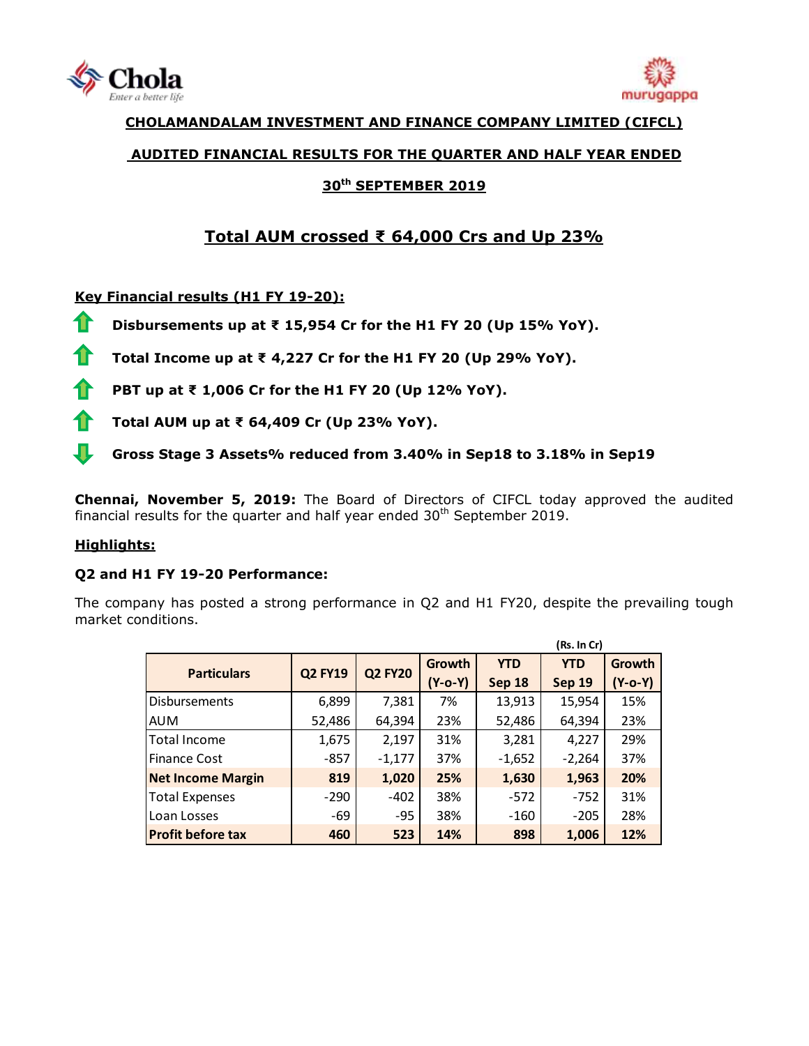**CHOLAMANDALAM INVESTMENT AND FINANCE COMPANY LIMITED (CIFCL)**

**AUDITED FINANCIAL RESULTS FOR THE QUARTER AND HALF YEAR ENDED**

**30th SEPTEMBER 2019**

# Total AUM crossed ₹ 64,000 Crs and Up 23%

**Key Financial results (H1 FY 19-20):**

- **Disbursements up at ₹ 15,954 Cr for the H1 FY 20 (Up 15% YoY).**
- **Total Income up at ₹ 4,227 Cr for the H1 FY 20 (Up 29% YoY).**
- **PBT up at ₹ 1,006 Cr for the H1 FY 20 (Up 12% YoY).**
- **Total AUM up at ₹ 64,409 Cr (Up 23% YoY).**
- **Gross Stage 3 Assets% reduced from 3.40% in Sep18 to 3.18% in Sep19**

**Chennai, November 5, 2019:** The Board of Directors of CIFCL today approved the audited financial results for the quarter and half year ended 30th September 2019.

**Highlights:**

**Q2 and H1 FY 19-20 Performance:**

The company has posted a strong performance in Q2 and H1 FY20, despite the prevailing tough market conditions.

(Rs. In Cr)

| Particulars | Q2 FY19 | Q2 FY20 | Growth (Y-o-Y) | YTD Sep 18 | YTD Sep 19 | Growth (Y-o-Y) |
|---|---|---|---|---|---|---|
| Disbursements | 6,899 | 7,381 | 7% | 13,913 | 15,954 | 15% |
| AUM | 52,486 | 64,394 | 23% | 52,486 | 64,394 | 23% |
| Total Income | 1,675 | 2,197 | 31% | 3,281 | 4,227 | 29% |
| Finance Cost | -857 | -1,177 | 37% | -1,652 | -2,264 | 37% |
| **Net Income Margin** | **819** | **1,020** | **25%** | **1,630** | **1,963** | **20%** |
| Total Expenses | -290 | -402 | 38% | -572 | -752 | 31% |
| Loan Losses | -69 | -95 | 38% | -160 | -205 | 28% |
| **Profit before tax** | **460** | **523** | **14%** | **898** | **1,006** | **12%** |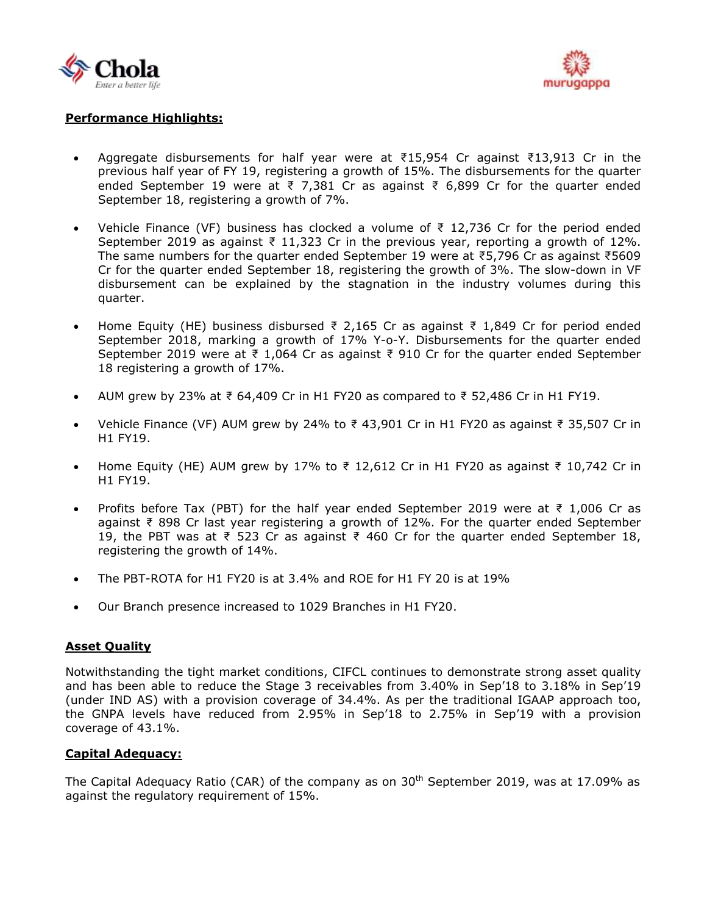**Performance Highlights:**

- Aggregate disbursements for half year were at ₹15,954 Cr against ₹13,913 Cr in the previous half year of FY 19, registering a growth of 15%. The disbursements for the quarter ended September 19 were at ₹ 7,381 Cr as against ₹ 6,899 Cr for the quarter ended September 18, registering a growth of 7%.

- Vehicle Finance (VF) business has clocked a volume of ₹ 12,736 Cr for the period ended September 2019 as against ₹ 11,323 Cr in the previous year, reporting a growth of 12%. The same numbers for the quarter ended September 19 were at ₹5,796 Cr as against ₹5609 Cr for the quarter ended September 18, registering the growth of 3%. The slow-down in VF disbursement can be explained by the stagnation in the industry volumes during this quarter.

- Home Equity (HE) business disbursed ₹ 2,165 Cr as against ₹ 1,849 Cr for period ended September 2018, marking a growth of 17% Y-o-Y. Disbursements for the quarter ended September 2019 were at ₹ 1,064 Cr as against ₹ 910 Cr for the quarter ended September 18 registering a growth of 17%.

- AUM grew by 23% at ₹ 64,409 Cr in H1 FY20 as compared to ₹ 52,486 Cr in H1 FY19.

- Vehicle Finance (VF) AUM grew by 24% to ₹ 43,901 Cr in H1 FY20 as against ₹ 35,507 Cr in H1 FY19.

- Home Equity (HE) AUM grew by 17% to ₹ 12,612 Cr in H1 FY20 as against ₹ 10,742 Cr in H1 FY19.

- Profits before Tax (PBT) for the half year ended September 2019 were at ₹ 1,006 Cr as against ₹ 898 Cr last year registering a growth of 12%. For the quarter ended September 19, the PBT was at ₹ 523 Cr as against ₹ 460 Cr for the quarter ended September 18, registering the growth of 14%.

- The PBT-ROTA for H1 FY20 is at 3.4% and ROE for H1 FY 20 is at 19%

- Our Branch presence increased to 1029 Branches in H1 FY20.

**Asset Quality**

Notwithstanding the tight market conditions, CIFCL continues to demonstrate strong asset quality and has been able to reduce the Stage 3 receivables from 3.40% in Sep'18 to 3.18% in Sep'19 (under IND AS) with a provision coverage of 34.4%. As per the traditional IGAAP approach too, the GNPA levels have reduced from 2.95% in Sep'18 to 2.75% in Sep'19 with a provision coverage of 43.1%.

**Capital Adequacy:**

The Capital Adequacy Ratio (CAR) of the company as on 30th September 2019, was at 17.09% as against the regulatory requirement of 15%.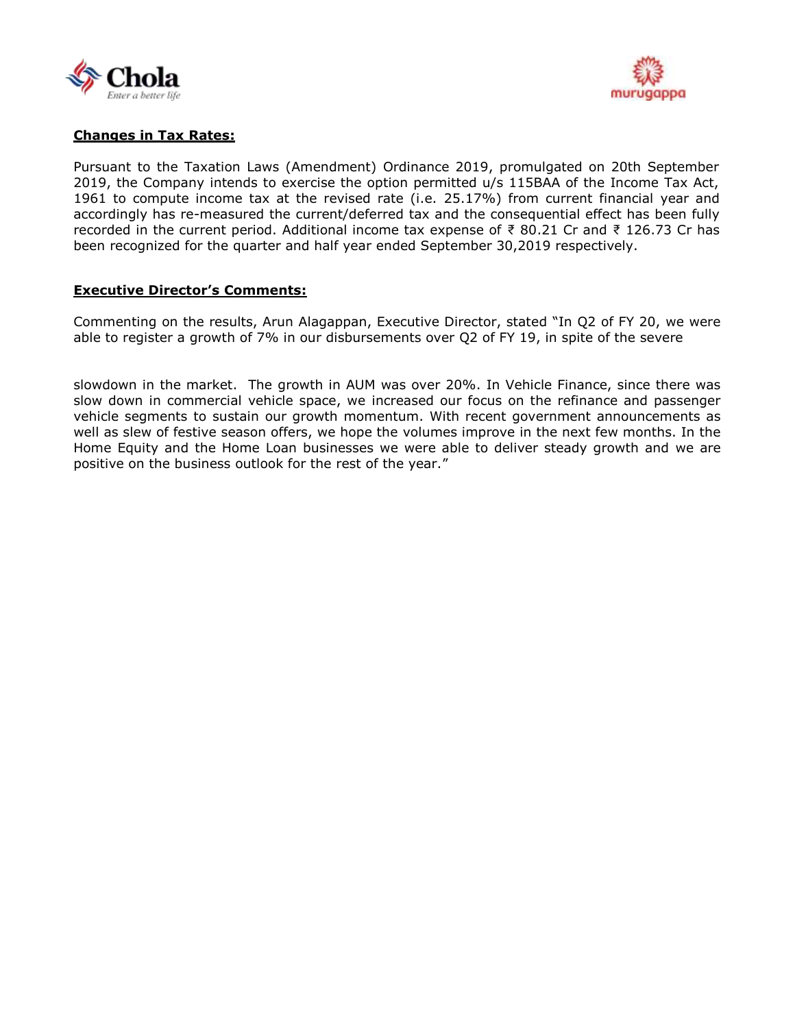## Changes in Tax Rates:

Pursuant to the Taxation Laws (Amendment) Ordinance 2019, promulgated on 20th September 2019, the Company intends to exercise the option permitted u/s 115BAA of the Income Tax Act, 1961 to compute income tax at the revised rate (i.e. 25.17%) from current financial year and accordingly has re-measured the current/deferred tax and the consequential effect has been fully recorded in the current period. Additional income tax expense of ₹ 80.21 Cr and ₹ 126.73 Cr has been recognized for the quarter and half year ended September 30,2019 respectively.

## Executive Director's Comments:

Commenting on the results, Arun Alagappan, Executive Director, stated "In Q2 of FY 20, we were able to register a growth of 7% in our disbursements over Q2 of FY 19, in spite of the severe slowdown in the market. The growth in AUM was over 20%. In Vehicle Finance, since there was slow down in commercial vehicle space, we increased our focus on the refinance and passenger vehicle segments to sustain our growth momentum. With recent government announcements as well as slew of festive season offers, we hope the volumes improve in the next few months. In the Home Equity and the Home Loan businesses we were able to deliver steady growth and we are positive on the business outlook for the rest of the year."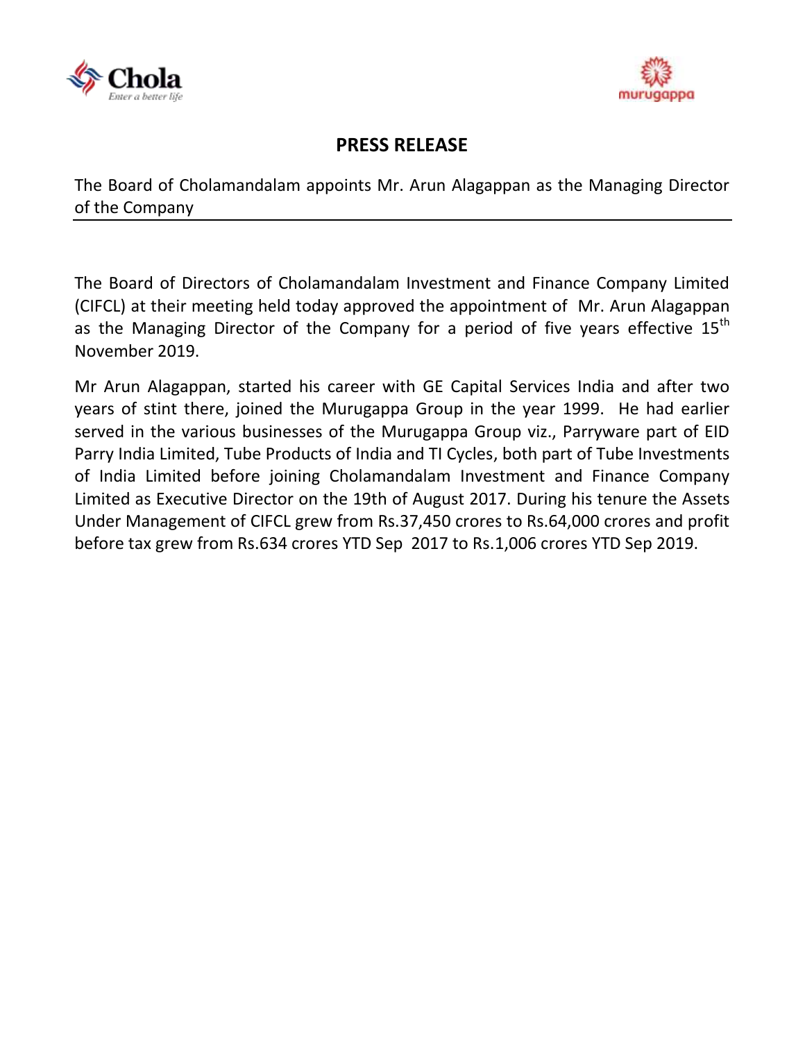# PRESS RELEASE

The Board of Cholamandalam appoints Mr. Arun Alagappan as the Managing Director of the Company

The Board of Directors of Cholamandalam Investment and Finance Company Limited (CIFCL) at their meeting held today approved the appointment of Mr. Arun Alagappan as the Managing Director of the Company for a period of five years effective 15th November 2019.

Mr Arun Alagappan, started his career with GE Capital Services India and after two years of stint there, joined the Murugappa Group in the year 1999. He had earlier served in the various businesses of the Murugappa Group viz., Parryware part of EID Parry India Limited, Tube Products of India and TI Cycles, both part of Tube Investments of India Limited before joining Cholamandalam Investment and Finance Company Limited as Executive Director on the 19th of August 2017. During his tenure the Assets Under Management of CIFCL grew from Rs.37,450 crores to Rs.64,000 crores and profit before tax grew from Rs.634 crores YTD Sep 2017 to Rs.1,006 crores YTD Sep 2019.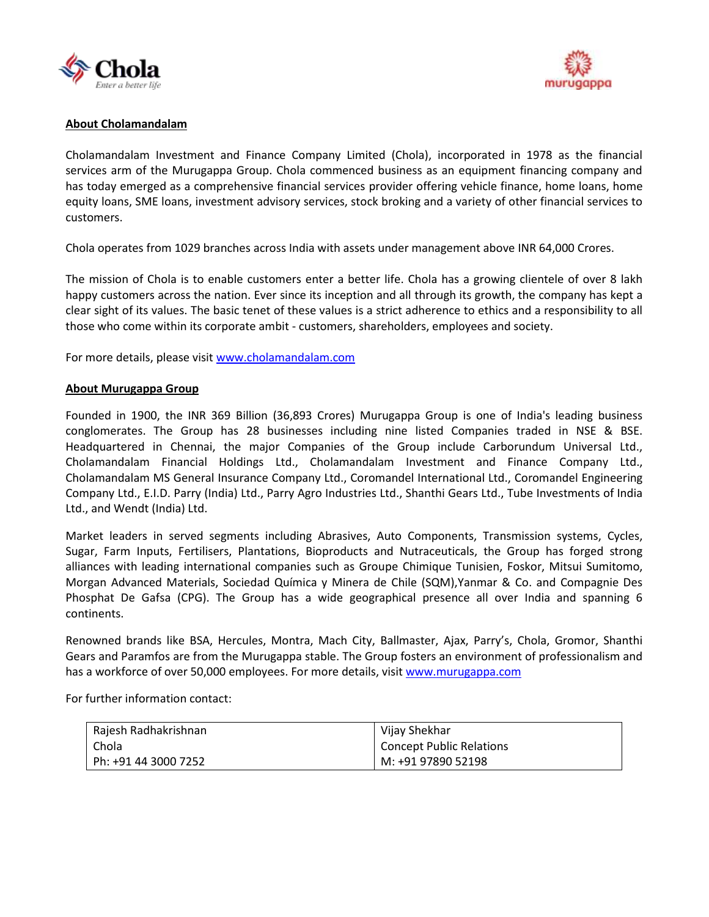## About Cholamandalam

Cholamandalam Investment and Finance Company Limited (Chola), incorporated in 1978 as the financial services arm of the Murugappa Group. Chola commenced business as an equipment financing company and has today emerged as a comprehensive financial services provider offering vehicle finance, home loans, home equity loans, SME loans, investment advisory services, stock broking and a variety of other financial services to customers.

Chola operates from 1029 branches across India with assets under management above INR 64,000 Crores.

The mission of Chola is to enable customers enter a better life. Chola has a growing clientele of over 8 lakh happy customers across the nation. Ever since its inception and all through its growth, the company has kept a clear sight of its values. The basic tenet of these values is a strict adherence to ethics and a responsibility to all those who come within its corporate ambit - customers, shareholders, employees and society.

For more details, please visit www.cholamandalam.com

## About Murugappa Group

Founded in 1900, the INR 369 Billion (36,893 Crores) Murugappa Group is one of India's leading business conglomerates. The Group has 28 businesses including nine listed Companies traded in NSE & BSE. Headquartered in Chennai, the major Companies of the Group include Carborundum Universal Ltd., Cholamandalam Financial Holdings Ltd., Cholamandalam Investment and Finance Company Ltd., Cholamandalam MS General Insurance Company Ltd., Coromandel International Ltd., Coromandel Engineering Company Ltd., E.I.D. Parry (India) Ltd., Parry Agro Industries Ltd., Shanthi Gears Ltd., Tube Investments of India Ltd., and Wendt (India) Ltd.

Market leaders in served segments including Abrasives, Auto Components, Transmission systems, Cycles, Sugar, Farm Inputs, Fertilisers, Plantations, Bioproducts and Nutraceuticals, the Group has forged strong alliances with leading international companies such as Groupe Chimique Tunisien, Foskor, Mitsui Sumitomo, Morgan Advanced Materials, Sociedad Química y Minera de Chile (SQM),Yanmar & Co. and Compagnie Des Phosphat De Gafsa (CPG). The Group has a wide geographical presence all over India and spanning 6 continents.

Renowned brands like BSA, Hercules, Montra, Mach City, Ballmaster, Ajax, Parry's, Chola, Gromor, Shanthi Gears and Paramfos are from the Murugappa stable. The Group fosters an environment of professionalism and has a workforce of over 50,000 employees. For more details, visit www.murugappa.com

For further information contact:

| | |
|---|---|
| Rajesh Radhakrishnan<br>Chola<br>Ph: +91 44 3000 7252 | Vijay Shekhar<br>Concept Public Relations<br>M: +91 97890 52198 |